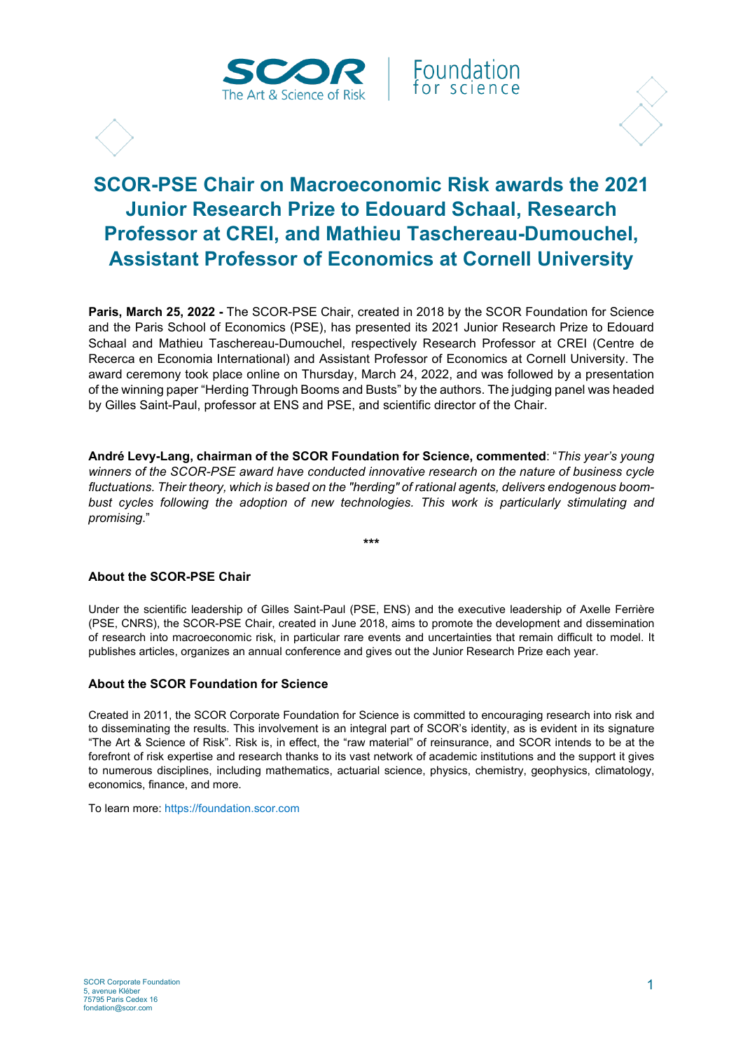# SCOR-PSE Chair on Macroeconomic Risk awards the 2021 Junior Research Prize to Edouard Schaal, Research Professor at CREI, and Mathieu Taschereau-Dumouchel, Assistant Professor of Economics at Cornell University

**Paris, March 25, 2022 -** The SCOR-PSE Chair, created in 2018 by the SCOR Foundation for Science and the Paris School of Economics (PSE), has presented its 2021 Junior Research Prize to Edouard Schaal and Mathieu Taschereau-Dumouchel, respectively Research Professor at CREI (Centre de Recerca en Economia International) and Assistant Professor of Economics at Cornell University. The award ceremony took place online on Thursday, March 24, 2022, and was followed by a presentation of the winning paper "Herding Through Booms and Busts" by the authors. The judging panel was headed by Gilles Saint-Paul, professor at ENS and PSE, and scientific director of the Chair.

**André Levy-Lang, chairman of the SCOR Foundation for Science, commented**: "*This year's young winners of the SCOR-PSE award have conducted innovative research on the nature of business cycle fluctuations. Their theory, which is based on the "herding" of rational agents, delivers endogenous boom-bust cycles following the adoption of new technologies. This work is particularly stimulating and promising.*"

***

### About the SCOR-PSE Chair

Under the scientific leadership of Gilles Saint-Paul (PSE, ENS) and the executive leadership of Axelle Ferrière (PSE, CNRS), the SCOR-PSE Chair, created in June 2018, aims to promote the development and dissemination of research into macroeconomic risk, in particular rare events and uncertainties that remain difficult to model. It publishes articles, organizes an annual conference and gives out the Junior Research Prize each year.

### About the SCOR Foundation for Science

Created in 2011, the SCOR Corporate Foundation for Science is committed to encouraging research into risk and to disseminating the results. This involvement is an integral part of SCOR's identity, as is evident in its signature "The Art & Science of Risk". Risk is, in effect, the "raw material" of reinsurance, and SCOR intends to be at the forefront of risk expertise and research thanks to its vast network of academic institutions and the support it gives to numerous disciplines, including mathematics, actuarial science, physics, chemistry, geophysics, climatology, economics, finance, and more.

To learn more: https://foundation.scor.com

SCOR Corporate Foundation
5, avenue Kléber
75795 Paris Cedex 16
fondation@scor.com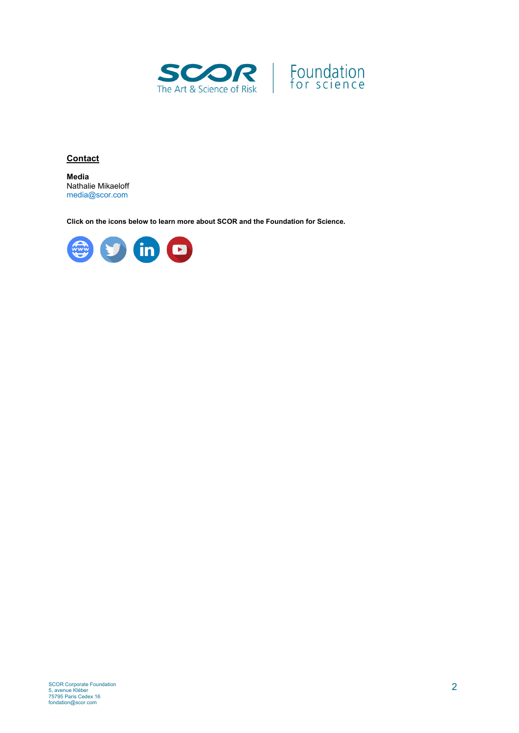## Contact

**Media**
Nathalie Mikaeloff
media@scor.com

**Click on the icons below to learn more about SCOR and the Foundation for Science.**

SCOR Corporate Foundation
5, avenue Kléber
75795 Paris Cedex 16
fondation@scor.com